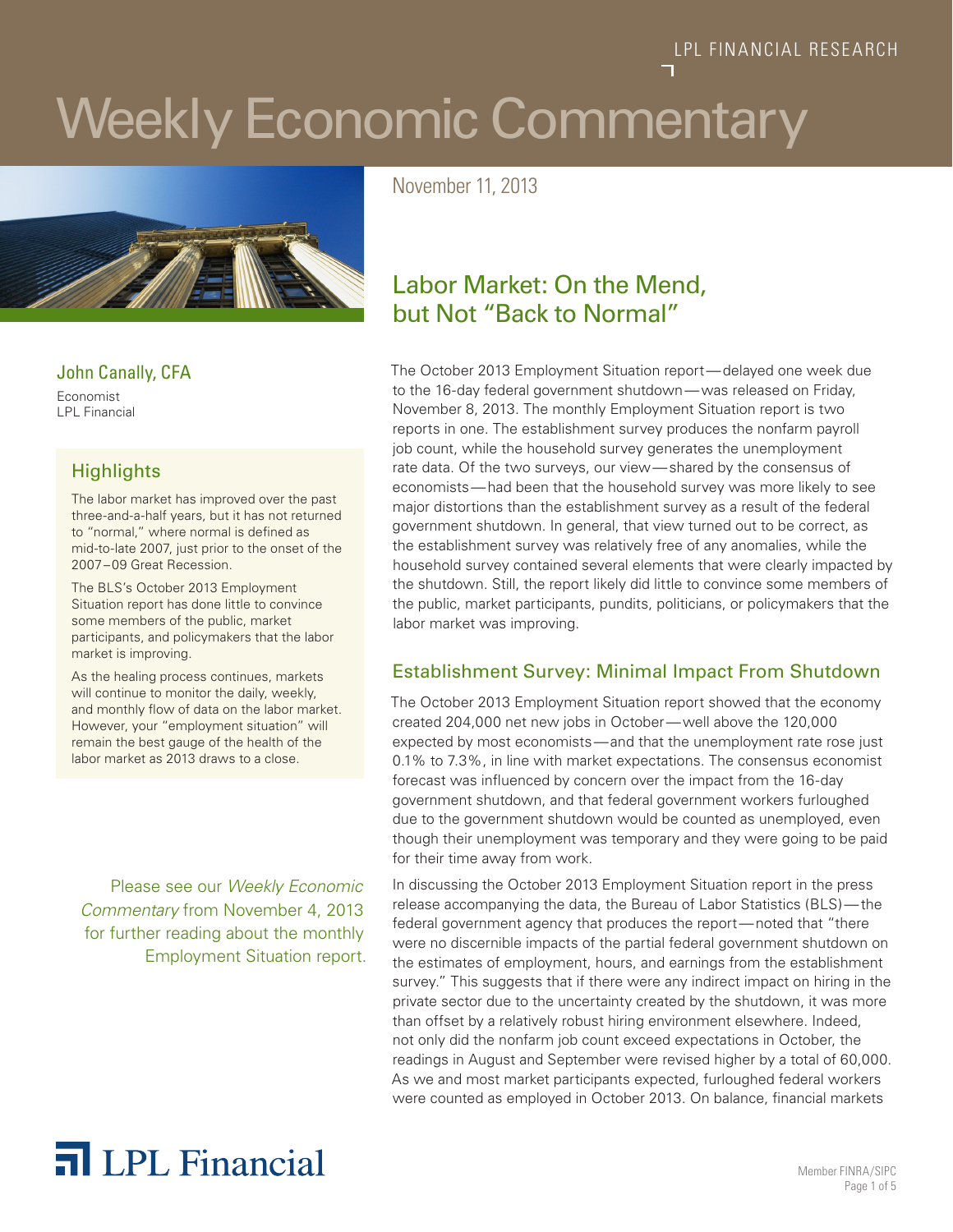LPL FINANCIAL RESEARCH

# Weekly Economic Commentary

November 11, 2013

## Labor Market: On the Mend, but Not "Back to Normal"

John Canally, CFA
Economist
LPL Financial

### Highlights

The labor market has improved over the past three-and-a-half years, but it has not returned to "normal," where normal is defined as mid-to-late 2007, just prior to the onset of the 2007–09 Great Recession.

The BLS's October 2013 Employment Situation report has done little to convince some members of the public, market participants, and policymakers that the labor market is improving.

As the healing process continues, markets will continue to monitor the daily, weekly, and monthly flow of data on the labor market. However, your "employment situation" will remain the best gauge of the health of the labor market as 2013 draws to a close.

Please see our *Weekly Economic Commentary* from November 4, 2013 for further reading about the monthly Employment Situation report.

The October 2013 Employment Situation report—delayed one week due to the 16-day federal government shutdown—was released on Friday, November 8, 2013. The monthly Employment Situation report is two reports in one. The establishment survey produces the nonfarm payroll job count, while the household survey generates the unemployment rate data. Of the two surveys, our view—shared by the consensus of economists—had been that the household survey was more likely to see major distortions than the establishment survey as a result of the federal government shutdown. In general, that view turned out to be correct, as the establishment survey was relatively free of any anomalies, while the household survey contained several elements that were clearly impacted by the shutdown. Still, the report likely did little to convince some members of the public, market participants, pundits, politicians, or policymakers that the labor market was improving.

### Establishment Survey: Minimal Impact From Shutdown

The October 2013 Employment Situation report showed that the economy created 204,000 net new jobs in October—well above the 120,000 expected by most economists—and that the unemployment rate rose just 0.1% to 7.3%, in line with market expectations. The consensus economist forecast was influenced by concern over the impact from the 16-day government shutdown, and that federal government workers furloughed due to the government shutdown would be counted as unemployed, even though their unemployment was temporary and they were going to be paid for their time away from work.

In discussing the October 2013 Employment Situation report in the press release accompanying the data, the Bureau of Labor Statistics (BLS)—the federal government agency that produces the report—noted that "there were no discernible impacts of the partial federal government shutdown on the estimates of employment, hours, and earnings from the establishment survey." This suggests that if there were any indirect impact on hiring in the private sector due to the uncertainty created by the shutdown, it was more than offset by a relatively robust hiring environment elsewhere. Indeed, not only did the nonfarm job count exceed expectations in October, the readings in August and September were revised higher by a total of 60,000. As we and most market participants expected, furloughed federal workers were counted as employed in October 2013. On balance, financial markets

LPL Financial

Member FINRA/SIPC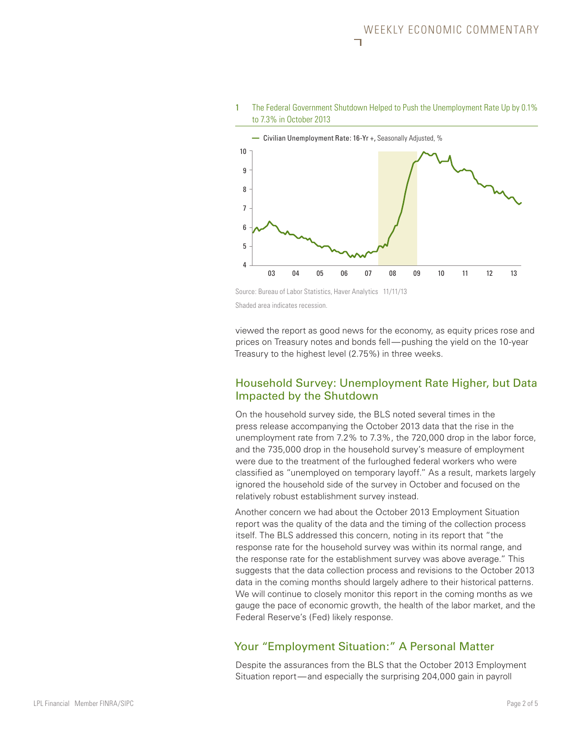1 The Federal Government Shutdown Helped to Push the Unemployment Rate Up by 0.1% to 7.3% in October 2013

Source: Bureau of Labor Statistics, Haver Analytics 11/11/13

Shaded area indicates recession.

viewed the report as good news for the economy, as equity prices rose and prices on Treasury notes and bonds fell — pushing the yield on the 10-year Treasury to the highest level (2.75%) in three weeks.

## Household Survey: Unemployment Rate Higher, but Data Impacted by the Shutdown

On the household survey side, the BLS noted several times in the press release accompanying the October 2013 data that the rise in the unemployment rate from 7.2% to 7.3%, the 720,000 drop in the labor force, and the 735,000 drop in the household survey's measure of employment were due to the treatment of the furloughed federal workers who were classified as "unemployed on temporary layoff." As a result, markets largely ignored the household side of the survey in October and focused on the relatively robust establishment survey instead.

Another concern we had about the October 2013 Employment Situation report was the quality of the data and the timing of the collection process itself. The BLS addressed this concern, noting in its report that "the response rate for the household survey was within its normal range, and the response rate for the establishment survey was above average." This suggests that the data collection process and revisions to the October 2013 data in the coming months should largely adhere to their historical patterns. We will continue to closely monitor this report in the coming months as we gauge the pace of economic growth, the health of the labor market, and the Federal Reserve's (Fed) likely response.

## Your "Employment Situation:" A Personal Matter

Despite the assurances from the BLS that the October 2013 Employment Situation report — and especially the surprising 204,000 gain in payroll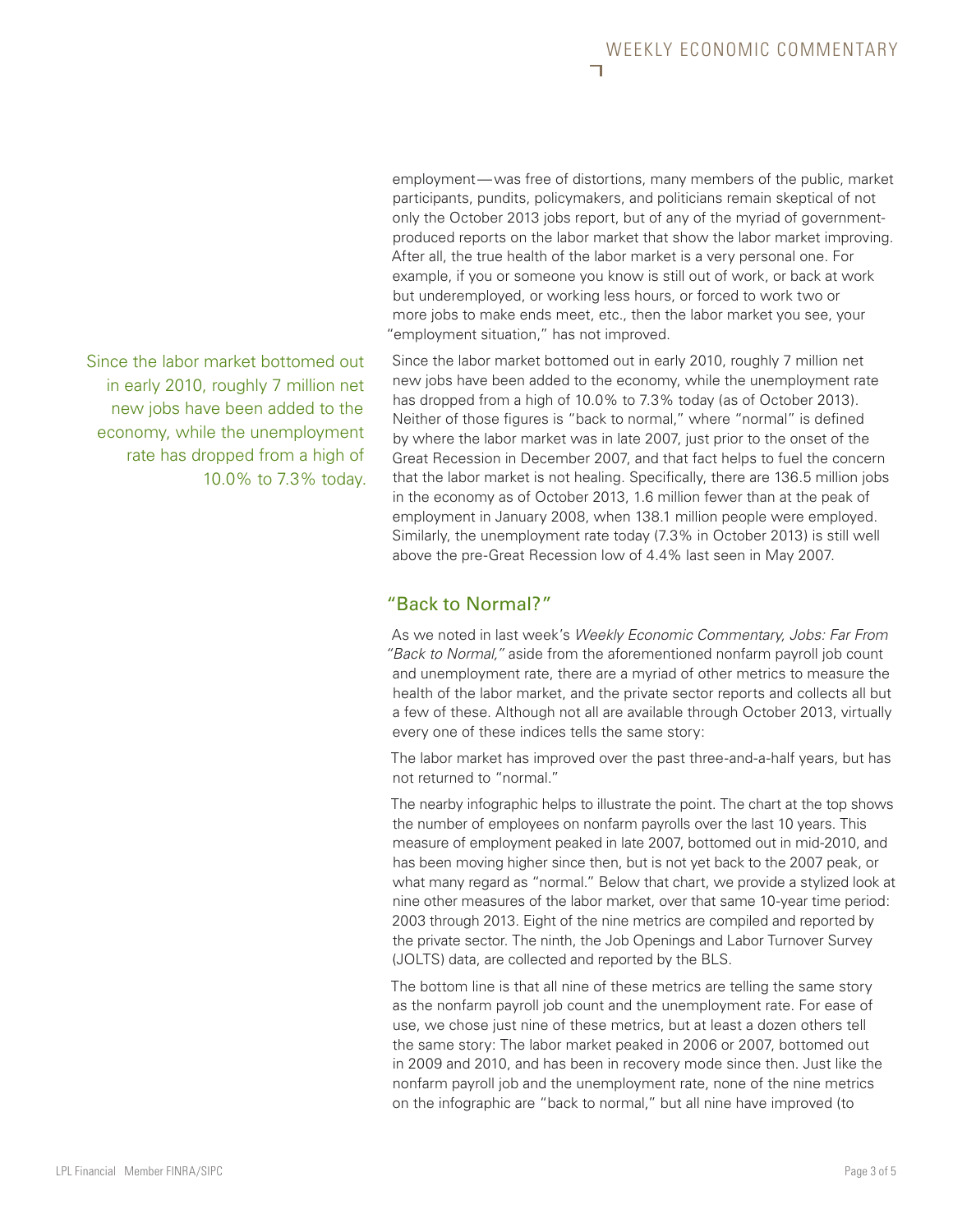employment—was free of distortions, many members of the public, market participants, pundits, policymakers, and politicians remain skeptical of not only the October 2013 jobs report, but of any of the myriad of government-produced reports on the labor market that show the labor market improving. After all, the true health of the labor market is a very personal one. For example, if you or someone you know is still out of work, or back at work but underemployed, or working less hours, or forced to work two or more jobs to make ends meet, etc., then the labor market you see, your "employment situation," has not improved.

Since the labor market bottomed out in early 2010, roughly 7 million net new jobs have been added to the economy, while the unemployment rate has dropped from a high of 10.0% to 7.3% today.

Since the labor market bottomed out in early 2010, roughly 7 million net new jobs have been added to the economy, while the unemployment rate has dropped from a high of 10.0% to 7.3% today (as of October 2013). Neither of those figures is "back to normal," where "normal" is defined by where the labor market was in late 2007, just prior to the onset of the Great Recession in December 2007, and that fact helps to fuel the concern that the labor market is not healing. Specifically, there are 136.5 million jobs in the economy as of October 2013, 1.6 million fewer than at the peak of employment in January 2008, when 138.1 million people were employed. Similarly, the unemployment rate today (7.3% in October 2013) is still well above the pre-Great Recession low of 4.4% last seen in May 2007.

## "Back to Normal?"

As we noted in last week's *Weekly Economic Commentary, Jobs: Far From "Back to Normal,"* aside from the aforementioned nonfarm payroll job count and unemployment rate, there are a myriad of other metrics to measure the health of the labor market, and the private sector reports and collects all but a few of these. Although not all are available through October 2013, virtually every one of these indices tells the same story:

The labor market has improved over the past three-and-a-half years, but has not returned to "normal."

The nearby infographic helps to illustrate the point. The chart at the top shows the number of employees on nonfarm payrolls over the last 10 years. This measure of employment peaked in late 2007, bottomed out in mid-2010, and has been moving higher since then, but is not yet back to the 2007 peak, or what many regard as "normal." Below that chart, we provide a stylized look at nine other measures of the labor market, over that same 10-year time period: 2003 through 2013. Eight of the nine metrics are compiled and reported by the private sector. The ninth, the Job Openings and Labor Turnover Survey (JOLTS) data, are collected and reported by the BLS.

The bottom line is that all nine of these metrics are telling the same story as the nonfarm payroll job count and the unemployment rate. For ease of use, we chose just nine of these metrics, but at least a dozen others tell the same story: The labor market peaked in 2006 or 2007, bottomed out in 2009 and 2010, and has been in recovery mode since then. Just like the nonfarm payroll job and the unemployment rate, none of the nine metrics on the infographic are "back to normal," but all nine have improved (to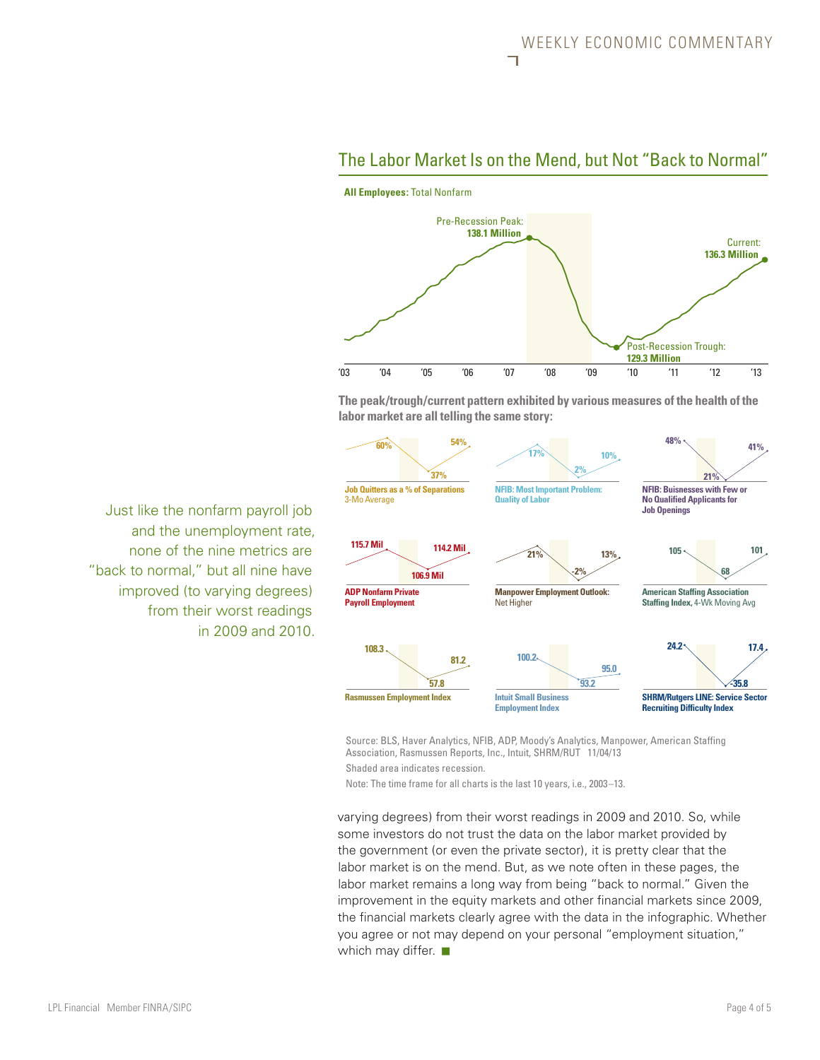## The Labor Market Is on the Mend, but Not "Back to Normal"

**All Employees:** Total Nonfarm

Pre-Recession Peak: **138.1 Million**

Current: **136.3 Million**

Post-Recession Trough: **129.3 Million**

'03 '04 '05 '06 '07 '08 '09 '10 '11 '12 '13

**The peak/trough/current pattern exhibited by various measures of the health of the labor market are all telling the same story:**

| Measure | Peak | Trough | Current |
|---|---|---|---|
| **Job Quitters as a % of Separations** 3-Mo Average | 60% | 37% | 54% |
| **NFIB: Most Important Problem: Quality of Labor** | 17% | 2% | 10% |
| **NFIB: Buisnesses with Few or No Qualified Applicants for Job Openings** | 48% | 21% | 41% |
| **ADP Nonfarm Private Payroll Employment** | 115.7 Mil | 106.9 Mil | 114.2 Mil |
| **Manpower Employment Outlook:** Net Higher | 21% | -2% | 13% |
| **American Staffing Association Staffing Index,** 4-Wk Moving Avg | 105 | 68 | 101 |
| **Rasmussen Employment Index** | 108.3 | 57.8 | 81.2 |
| **Intuit Small Business Employment Index** | 100.2 | 93.2 | 95.0 |
| **SHRM/Rutgers LINE: Service Sector Recruiting Difficulty Index** | 24.2 | -35.8 | 17.4 |

Source: BLS, Haver Analytics, NFIB, ADP, Moody's Analytics, Manpower, American Staffing Association, Rasmussen Reports, Inc., Intuit, SHRM/RUT 11/04/13

Shaded area indicates recession.

Note: The time frame for all charts is the last 10 years, i.e., 2003–13.

> Just like the nonfarm payroll job and the unemployment rate, none of the nine metrics are "back to normal," but all nine have improved (to varying degrees) from their worst readings in 2009 and 2010.

varying degrees) from their worst readings in 2009 and 2010. So, while some investors do not trust the data on the labor market provided by the government (or even the private sector), it is pretty clear that the labor market is on the mend. But, as we note often in these pages, the labor market remains a long way from being "back to normal." Given the improvement in the equity markets and other financial markets since 2009, the financial markets clearly agree with the data in the infographic. Whether you agree or not may depend on your personal "employment situation," which may differ. ■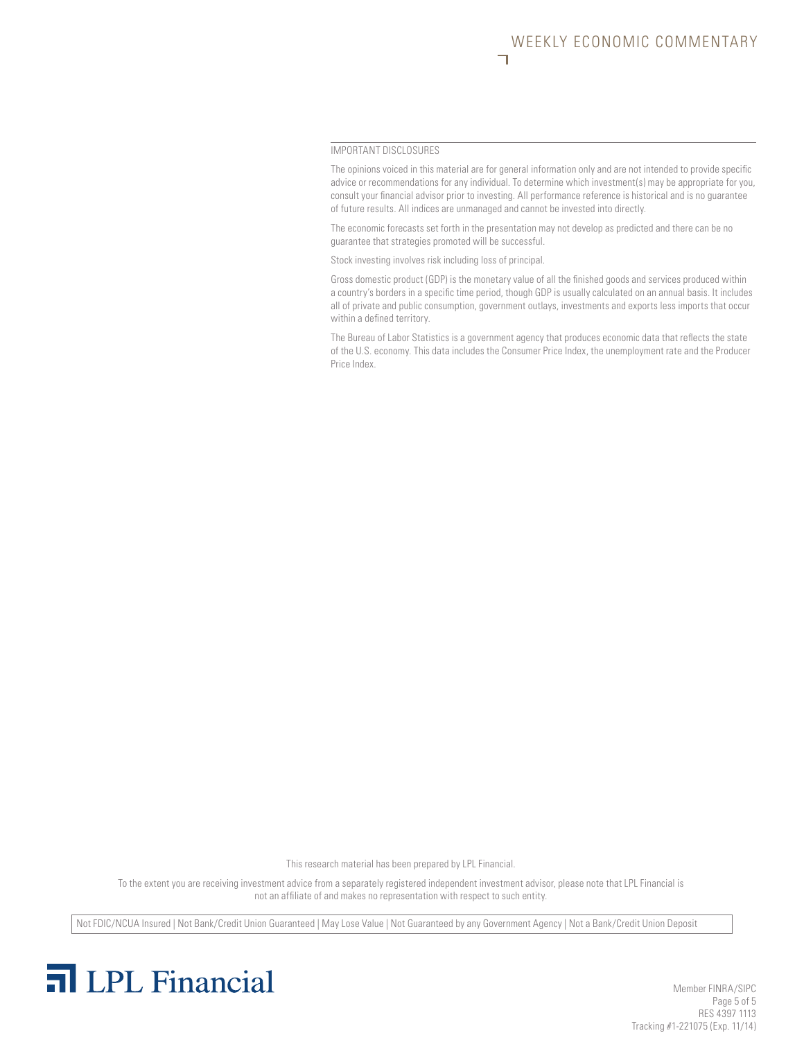## IMPORTANT DISCLOSURES

The opinions voiced in this material are for general information only and are not intended to provide specific advice or recommendations for any individual. To determine which investment(s) may be appropriate for you, consult your financial advisor prior to investing. All performance reference is historical and is no guarantee of future results. All indices are unmanaged and cannot be invested into directly.

The economic forecasts set forth in the presentation may not develop as predicted and there can be no guarantee that strategies promoted will be successful.

Stock investing involves risk including loss of principal.

Gross domestic product (GDP) is the monetary value of all the finished goods and services produced within a country's borders in a specific time period, though GDP is usually calculated on an annual basis. It includes all of private and public consumption, government outlays, investments and exports less imports that occur within a defined territory.

The Bureau of Labor Statistics is a government agency that produces economic data that reflects the state of the U.S. economy. This data includes the Consumer Price Index, the unemployment rate and the Producer Price Index.

This research material has been prepared by LPL Financial.

To the extent you are receiving investment advice from a separately registered independent investment advisor, please note that LPL Financial is not an affiliate of and makes no representation with respect to such entity.

Not FDIC/NCUA Insured | Not Bank/Credit Union Guaranteed | May Lose Value | Not Guaranteed by any Government Agency | Not a Bank/Credit Union Deposit

LPL Financial

Member FINRA/SIPC

RES 4397 1113

Tracking #1-221075 (Exp. 11/14)